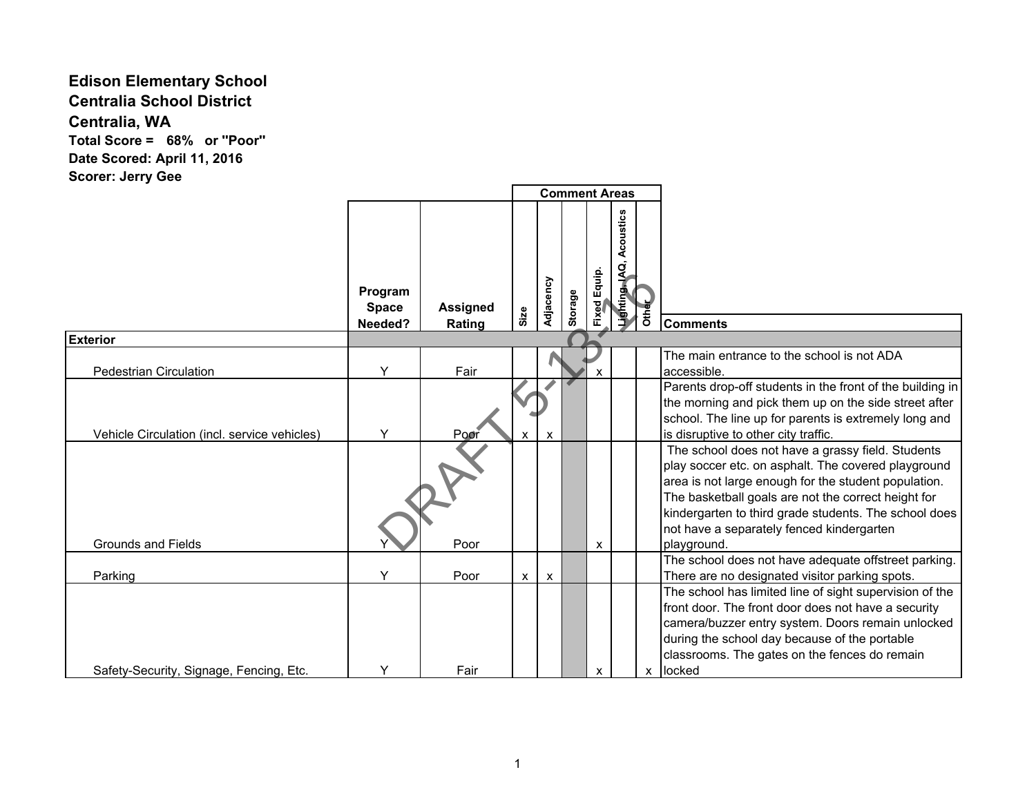**Edison Elementary School**
**Centralia School District**
**Centralia, WA**
**Total Score = 68% or "Poor"**
**Date Scored: April 11, 2016**
**Scorer: Jerry Gee**

DRAFT 5-13-16

| | Program Space Needed? | Assigned Rating | Comment Areas: Size | Adjacency | Storage | Fixed Equip. | Lighting, IAQ, Acoustics | Other | Comments |
|---|---|---|---|---|---|---|---|---|---|
| **Exterior** | | | | | | | | | |
| Pedestrian Circulation | Y | Fair | | | | x | | | The main entrance to the school is not ADA accessible. |
| Vehicle Circulation (incl. service vehicles) | Y | Poor | x | x | | | | | Parents drop-off students in the front of the building in the morning and pick them up on the side street after school. The line up for parents is extremely long and is disruptive to other city traffic. |
| Grounds and Fields | Y | Poor | | | | x | | | The school does not have a grassy field. Students play soccer etc. on asphalt. The covered playground area is not large enough for the student population. The basketball goals are not the correct height for kindergarten to third grade students. The school does not have a separately fenced kindergarten playground. |
| Parking | Y | Poor | x | x | | | | | The school does not have adequate offstreet parking. There are no designated visitor parking spots. |
| Safety-Security, Signage, Fencing, Etc. | Y | Fair | | | | x | | x | The school has limited line of sight supervision of the front door. The front door does not have a security camera/buzzer entry system. Doors remain unlocked during the school day because of the portable classrooms. The gates on the fences do remain locked |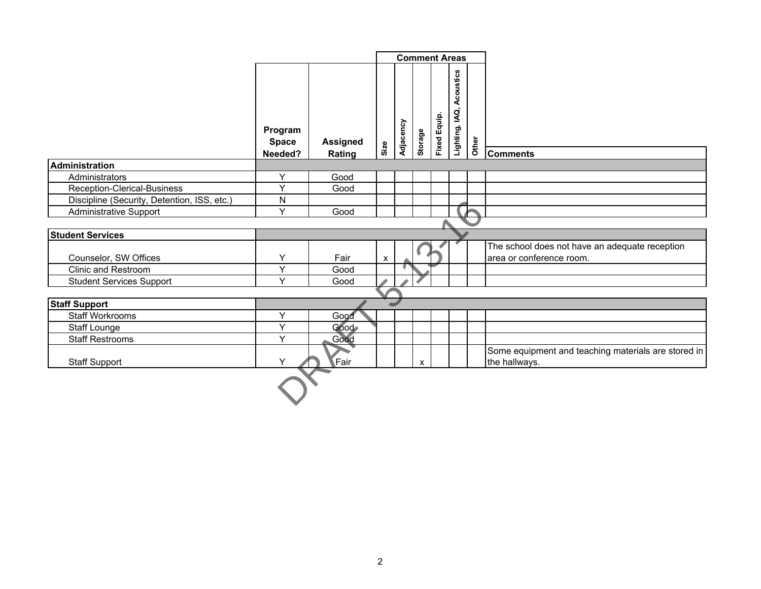| | Program Space Needed? | Assigned Rating | Comment Areas | | | | | | Comments |
|---|---|---|---|---|---|---|---|---|---|
| | | | Size | Adjacency | Storage | Fixed Equip. | Lighting, IAQ, Acoustics | Other | |
| **Administration** | | | | | | | | | |
| Administrators | Y | Good | | | | | | | |
| Reception-Clerical-Business | Y | Good | | | | | | | |
| Discipline (Security, Detention, ISS, etc.) | N | | | | | | | | |
| Administrative Support | Y | Good | | | | | | | |
| **Student Services** | | | | | | | | | |
| Counselor, SW Offices | Y | Fair | x | | | | | | The school does not have an adequate reception area or conference room. |
| Clinic and Restroom | Y | Good | | | | | | | |
| Student Services Support | Y | Good | | | | | | | |
| **Staff Support** | | | | | | | | | |
| Staff Workrooms | Y | Good | | | | | | | |
| Staff Lounge | Y | Good | | | | | | | |
| Staff Restrooms | Y | Good | | | | | | | |
| Staff Support | Y | Fair | | | x | | | | Some equipment and teaching materials are stored in the hallways. |

DRAFT 5-13-16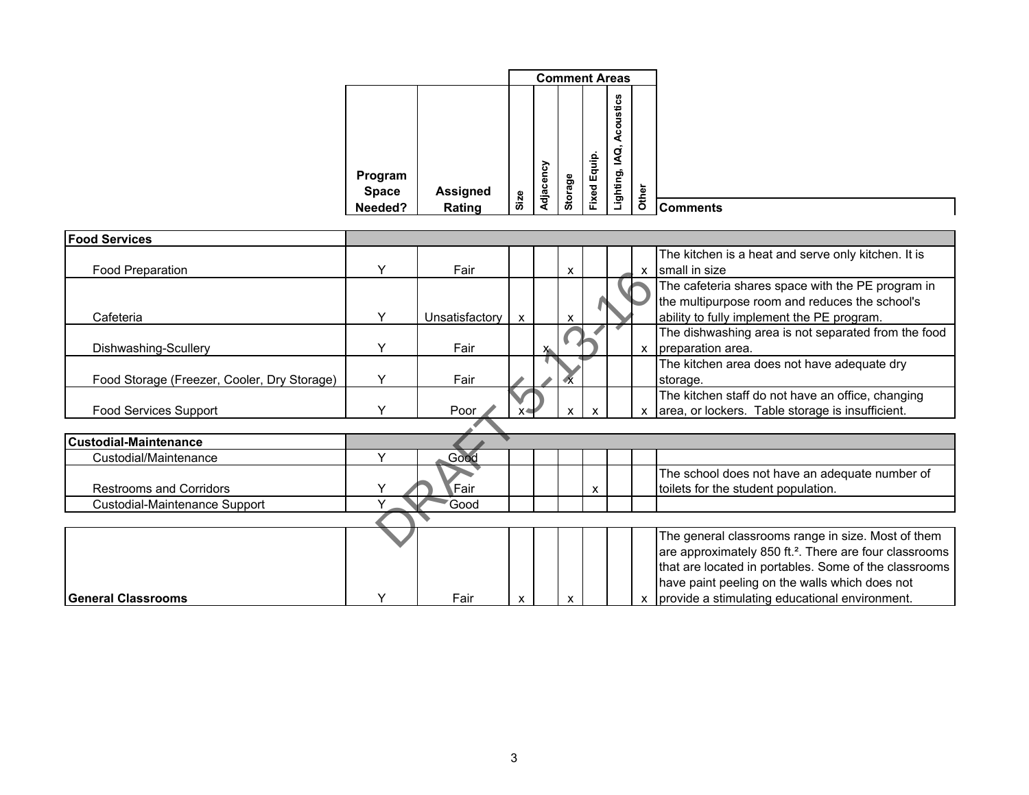| | Program Space Needed? | Assigned Rating | Size | Adjacency | Storage | Fixed Equip. | Lighting, IAQ, Acoustics | Other | Comments |
|---|---|---|---|---|---|---|---|---|---|
| **Food Services** | | | | | | | | | |
| Food Preparation | Y | Fair | | | x | | | x | The kitchen is a heat and serve only kitchen. It is small in size |
| Cafeteria | Y | Unsatisfactory | x | | x | | | | The cafeteria shares space with the PE program in the multipurpose room and reduces the school's ability to fully implement the PE program. |
| Dishwashing-Scullery | Y | Fair | | x | | | | x | The dishwashing area is not separated from the food preparation area. |
| Food Storage (Freezer, Cooler, Dry Storage) | Y | Fair | | | x | | | | The kitchen area does not have adequate dry storage. |
| Food Services Support | Y | Poor | x | | x | x | | x | The kitchen staff do not have an office, changing area, or lockers. Table storage is insufficient. |
| **Custodial-Maintenance** | | | | | | | | | |
| Custodial/Maintenance | Y | Good | | | | | | | |
| Restrooms and Corridors | Y | Fair | | | | x | | | The school does not have an adequate number of toilets for the student population. |
| Custodial-Maintenance Support | Y | Good | | | | | | | |
| **General Classrooms** | Y | Fair | x | | x | | | x | The general classrooms range in size. Most of them are approximately 850 ft.². There are four classrooms that are located in portables. Some of the classrooms have paint peeling on the walls which does not provide a stimulating educational environment. |

DRAFT 5-13-16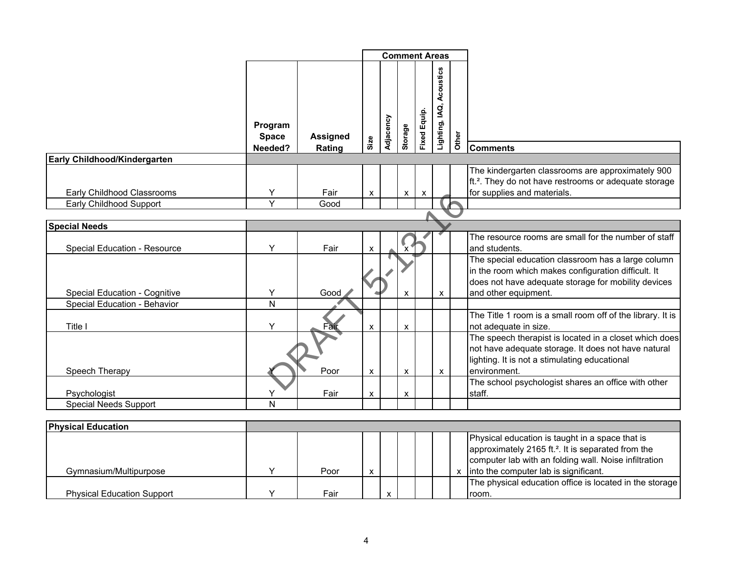| | Program Space Needed? | Assigned Rating | Comment Areas: Size | Adjacency | Storage | Fixed Equip. | Lighting, IAQ, Acoustics | Other | Comments |
|---|---|---|---|---|---|---|---|---|---|
| **Early Childhood/Kindergarten** | | | | | | | | | |
| Early Childhood Classrooms | Y | Fair | x | | x | x | | | The kindergarten classrooms are approximately 900 ft.². They do not have restrooms or adequate storage for supplies and materials. |
| Early Childhood Support | Y | Good | | | | | | | |
| **Special Needs** | | | | | | | | | |
| Special Education - Resource | Y | Fair | x | | x | | | | The resource rooms are small for the number of staff and students. |
| Special Education - Cognitive | Y | Good | | | x | | x | | The special education classroom has a large column in the room which makes configuration difficult. It does not have adequate storage for mobility devices and other equipment. |
| Special Education - Behavior | N | | | | | | | | |
| Title I | Y | Fair | x | | x | | | | The Title 1 room is a small room off of the library. It is not adequate in size. |
| Speech Therapy | Y | Poor | x | | x | | x | | The speech therapist is located in a closet which does not have adequate storage. It does not have natural lighting. It is not a stimulating educational environment. |
| Psychologist | Y | Fair | x | | x | | | | The school psychologist shares an office with other staff. |
| Special Needs Support | N | | | | | | | | |
| **Physical Education** | | | | | | | | | |
| Gymnasium/Multipurpose | Y | Poor | x | | | | | x | Physical education is taught in a space that is approximately 2165 ft.². It is separated from the computer lab with an folding wall. Noise infiltration into the computer lab is significant. |
| Physical Education Support | Y | Fair | | x | | | | | The physical education office is located in the storage room. |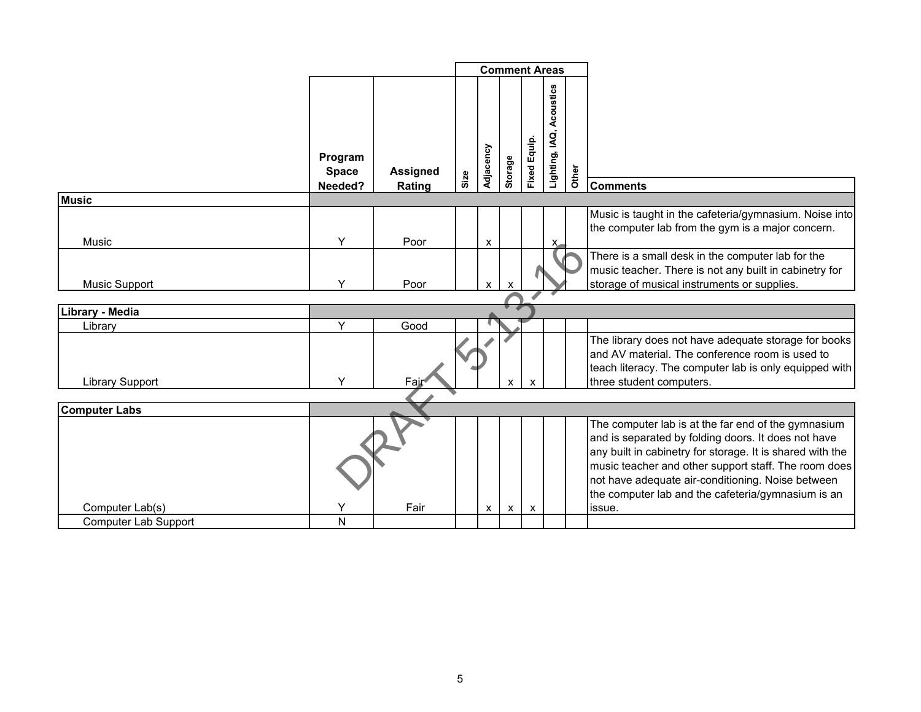| | Program Space Needed? | Assigned Rating | Comment Areas: Size | Adjacency | Storage | Fixed Equip. | Lighting, IAQ, Acoustics | Other | Comments |
|---|---|---|---|---|---|---|---|---|---|
| **Music** | | | | | | | | | |
| Music | Y | Poor | | x | | | x | | Music is taught in the cafeteria/gymnasium. Noise into the computer lab from the gym is a major concern. |
| Music Support | Y | Poor | | x | x | | | | There is a small desk in the computer lab for the music teacher. There is not any built in cabinetry for storage of musical instruments or supplies. |
| **Library - Media** | | | | | | | | | |
| Library | Y | Good | | | | | | | |
| Library Support | Y | Fair | | | x | x | | | The library does not have adequate storage for books and AV material. The conference room is used to teach literacy. The computer lab is only equipped with three student computers. |
| **Computer Labs** | | | | | | | | | |
| Computer Lab(s) | Y | Fair | | x | x | x | | | The computer lab is at the far end of the gymnasium and is separated by folding doors. It does not have any built in cabinetry for storage. It is shared with the music teacher and other support staff. The room does not have adequate air-conditioning. Noise between the computer lab and the cafeteria/gymnasium is an issue. |
| Computer Lab Support | N | | | | | | | | |

DRAFT 5-13-16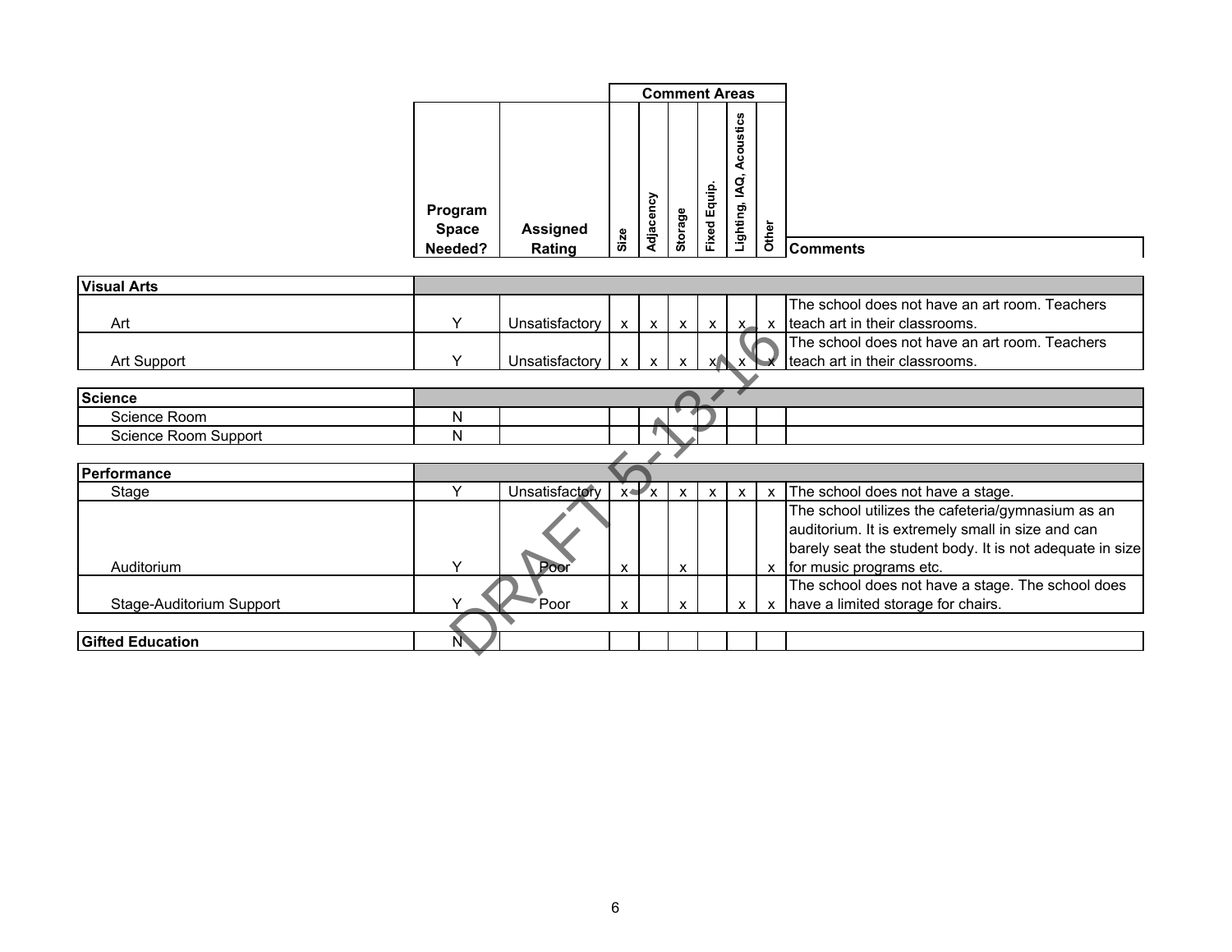| | Program Space Needed? | Assigned Rating | Comment Areas | | | | | | Comments |
|---|---|---|---|---|---|---|---|---|---|
| | | | Size | Adjacency | Storage | Fixed Equip. | Lighting, IAQ, Acoustics | Other | |
| **Visual Arts** | | | | | | | | | |
| Art | Y | Unsatisfactory | x | x | x | x | x | x | The school does not have an art room. Teachers teach art in their classrooms. |
| Art Support | Y | Unsatisfactory | x | x | x | x | x | x | The school does not have an art room. Teachers teach art in their classrooms. |
| **Science** | | | | | | | | | |
| Science Room | N | | | | | | | | |
| Science Room Support | N | | | | | | | | |
| **Performance** | | | | | | | | | |
| Stage | Y | Unsatisfactory | x | x | x | x | x | x | The school does not have a stage. |
| Auditorium | Y | Poor | x | | x | | | x | The school utilizes the cafeteria/gymnasium as an auditorium. It is extremely small in size and can barely seat the student body. It is not adequate in size for music programs etc. |
| Stage-Auditorium Support | Y | Poor | x | | x | | x | x | The school does not have a stage. The school does have a limited storage for chairs. |
| **Gifted Education** | N | | | | | | | | |

DRAFT 5-13-16